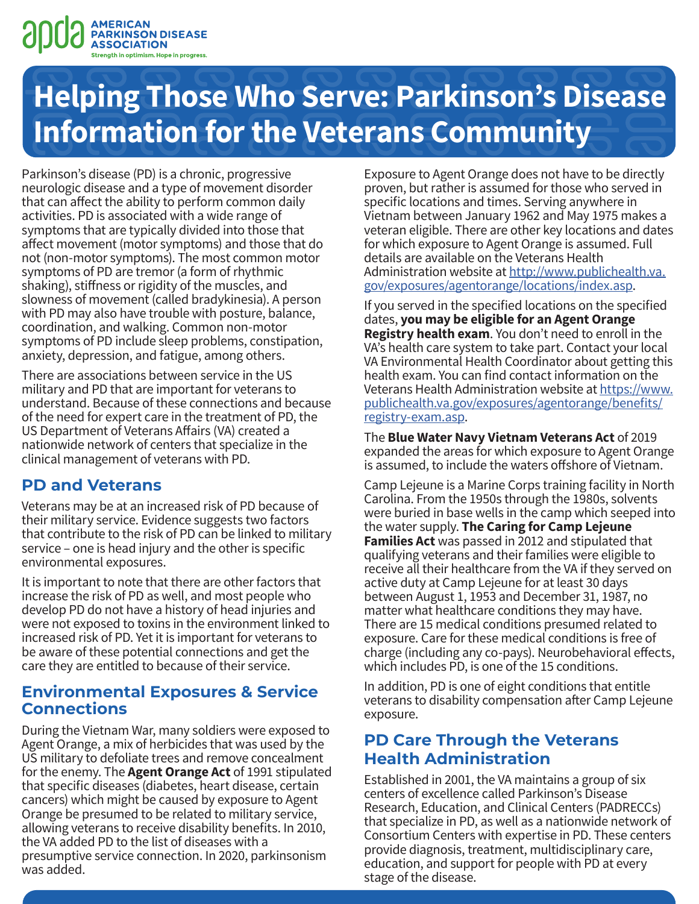AMERICAN PARKINSON DISEASE ASSOCIATION
Strength in optimism. Hope in progress.

# Helping Those Who Serve: Parkinson's Disease Information for the Veterans Community

Parkinson's disease (PD) is a chronic, progressive neurologic disease and a type of movement disorder that can affect the ability to perform common daily activities. PD is associated with a wide range of symptoms that are typically divided into those that affect movement (motor symptoms) and those that do not (non-motor symptoms). The most common motor symptoms of PD are tremor (a form of rhythmic shaking), stiffness or rigidity of the muscles, and slowness of movement (called bradykinesia). A person with PD may also have trouble with posture, balance, coordination, and walking. Common non-motor symptoms of PD include sleep problems, constipation, anxiety, depression, and fatigue, among others.

There are associations between service in the US military and PD that are important for veterans to understand. Because of these connections and because of the need for expert care in the treatment of PD, the US Department of Veterans Affairs (VA) created a nationwide network of centers that specialize in the clinical management of veterans with PD.

## PD and Veterans

Veterans may be at an increased risk of PD because of their military service. Evidence suggests two factors that contribute to the risk of PD can be linked to military service – one is head injury and the other is specific environmental exposures.

It is important to note that there are other factors that increase the risk of PD as well, and most people who develop PD do not have a history of head injuries and were not exposed to toxins in the environment linked to increased risk of PD. Yet it is important for veterans to be aware of these potential connections and get the care they are entitled to because of their service.

## Environmental Exposures & Service Connections

During the Vietnam War, many soldiers were exposed to Agent Orange, a mix of herbicides that was used by the US military to defoliate trees and remove concealment for the enemy. The **Agent Orange Act** of 1991 stipulated that specific diseases (diabetes, heart disease, certain cancers) which might be caused by exposure to Agent Orange be presumed to be related to military service, allowing veterans to receive disability benefits. In 2010, the VA added PD to the list of diseases with a presumptive service connection. In 2020, parkinsonism was added.

Exposure to Agent Orange does not have to be directly proven, but rather is assumed for those who served in specific locations and times. Serving anywhere in Vietnam between January 1962 and May 1975 makes a veteran eligible. There are other key locations and dates for which exposure to Agent Orange is assumed. Full details are available on the Veterans Health Administration website at http://www.publichealth.va.gov/exposures/agentorange/locations/index.asp.

If you served in the specified locations on the specified dates, **you may be eligible for an Agent Orange Registry health exam**. You don't need to enroll in the VA's health care system to take part. Contact your local VA Environmental Health Coordinator about getting this health exam. You can find contact information on the Veterans Health Administration website at https://www.publichealth.va.gov/exposures/agentorange/benefits/registry-exam.asp.

The **Blue Water Navy Vietnam Veterans Act** of 2019 expanded the areas for which exposure to Agent Orange is assumed, to include the waters offshore of Vietnam.

Camp Lejeune is a Marine Corps training facility in North Carolina. From the 1950s through the 1980s, solvents were buried in base wells in the camp which seeped into the water supply. **The Caring for Camp Lejeune Families Act** was passed in 2012 and stipulated that qualifying veterans and their families were eligible to receive all their healthcare from the VA if they served on active duty at Camp Lejeune for at least 30 days between August 1, 1953 and December 31, 1987, no matter what healthcare conditions they may have. There are 15 medical conditions presumed related to exposure. Care for these medical conditions is free of charge (including any co-pays). Neurobehavioral effects, which includes PD, is one of the 15 conditions.

In addition, PD is one of eight conditions that entitle veterans to disability compensation after Camp Lejeune exposure.

## PD Care Through the Veterans Health Administration

Established in 2001, the VA maintains a group of six centers of excellence called Parkinson's Disease Research, Education, and Clinical Centers (PADRECCs) that specialize in PD, as well as a nationwide network of Consortium Centers with expertise in PD. These centers provide diagnosis, treatment, multidisciplinary care, education, and support for people with PD at every stage of the disease.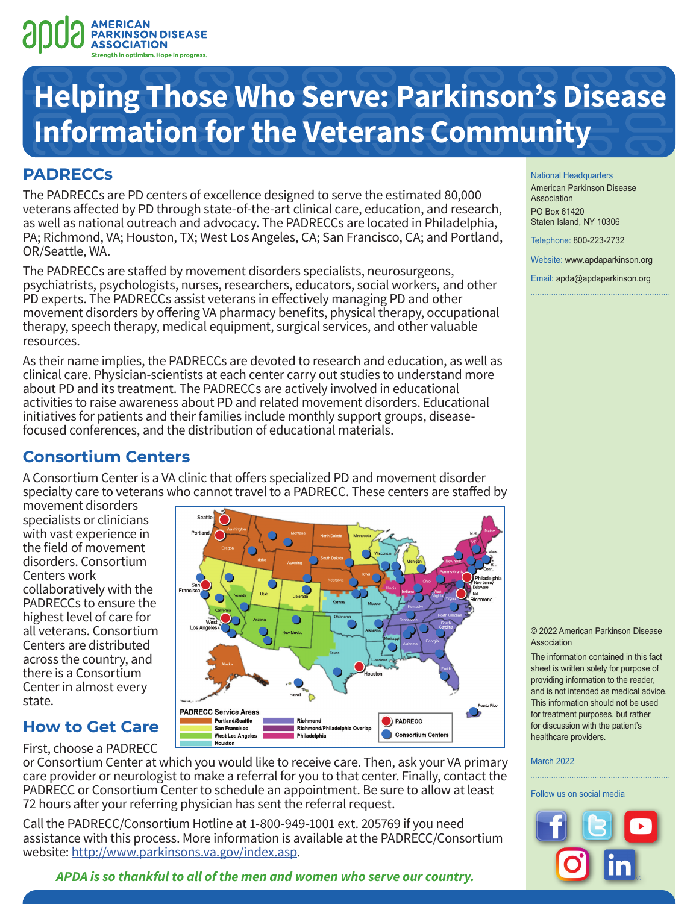apda AMERICAN PARKINSON DISEASE ASSOCIATION
Strength in optimism. Hope in progress.

# Helping Those Who Serve: Parkinson's Disease Information for the Veterans Community

## PADRECCs

The PADRECCs are PD centers of excellence designed to serve the estimated 80,000 veterans affected by PD through state-of-the-art clinical care, education, and research, as well as national outreach and advocacy. The PADRECCs are located in Philadelphia, PA; Richmond, VA; Houston, TX; West Los Angeles, CA; San Francisco, CA; and Portland, OR/Seattle, WA.

The PADRECCs are staffed by movement disorders specialists, neurosurgeons, psychiatrists, psychologists, nurses, researchers, educators, social workers, and other PD experts. The PADRECCs assist veterans in effectively managing PD and other movement disorders by offering VA pharmacy benefits, physical therapy, occupational therapy, speech therapy, medical equipment, surgical services, and other valuable resources.

As their name implies, the PADRECCs are devoted to research and education, as well as clinical care. Physician-scientists at each center carry out studies to understand more about PD and its treatment. The PADRECCs are actively involved in educational activities to raise awareness about PD and related movement disorders. Educational initiatives for patients and their families include monthly support groups, disease-focused conferences, and the distribution of educational materials.

## Consortium Centers

A Consortium Center is a VA clinic that offers specialized PD and movement disorder specialty care to veterans who cannot travel to a PADRECC. These centers are staffed by movement disorders specialists or clinicians with vast experience in the field of movement disorders. Consortium Centers work collaboratively with the PADRECCs to ensure the highest level of care for all veterans. Consortium Centers are distributed across the country, and there is a Consortium Center in almost every state.

PADRECC Service Areas
Portland/Seattle
San Francisco
West Los Angeles
Houston
Richmond
Richmond/Philadelphia Overlap
Philadelphia
PADRECC
Consortium Centers

## How to Get Care

First, choose a PADRECC or Consortium Center at which you would like to receive care. Then, ask your VA primary care provider or neurologist to make a referral for you to that center. Finally, contact the PADRECC or Consortium Center to schedule an appointment. Be sure to allow at least 72 hours after your referring physician has sent the referral request.

Call the PADRECC/Consortium Hotline at 1-800-949-1001 ext. 205769 if you need assistance with this process. More information is available at the PADRECC/Consortium website: http://www.parkinsons.va.gov/index.asp.

***APDA is so thankful to all of the men and women who serve our country.***

National Headquarters
American Parkinson Disease Association
PO Box 61420
Staten Island, NY 10306

Telephone: 800-223-2732

Website: www.apdaparkinson.org

Email: apda@apdaparkinson.org

© 2022 American Parkinson Disease Association

The information contained in this fact sheet is written solely for purpose of providing information to the reader, and is not intended as medical advice. This information should not be used for treatment purposes, but rather for discussion with the patient's healthcare providers.

March 2022

Follow us on social media